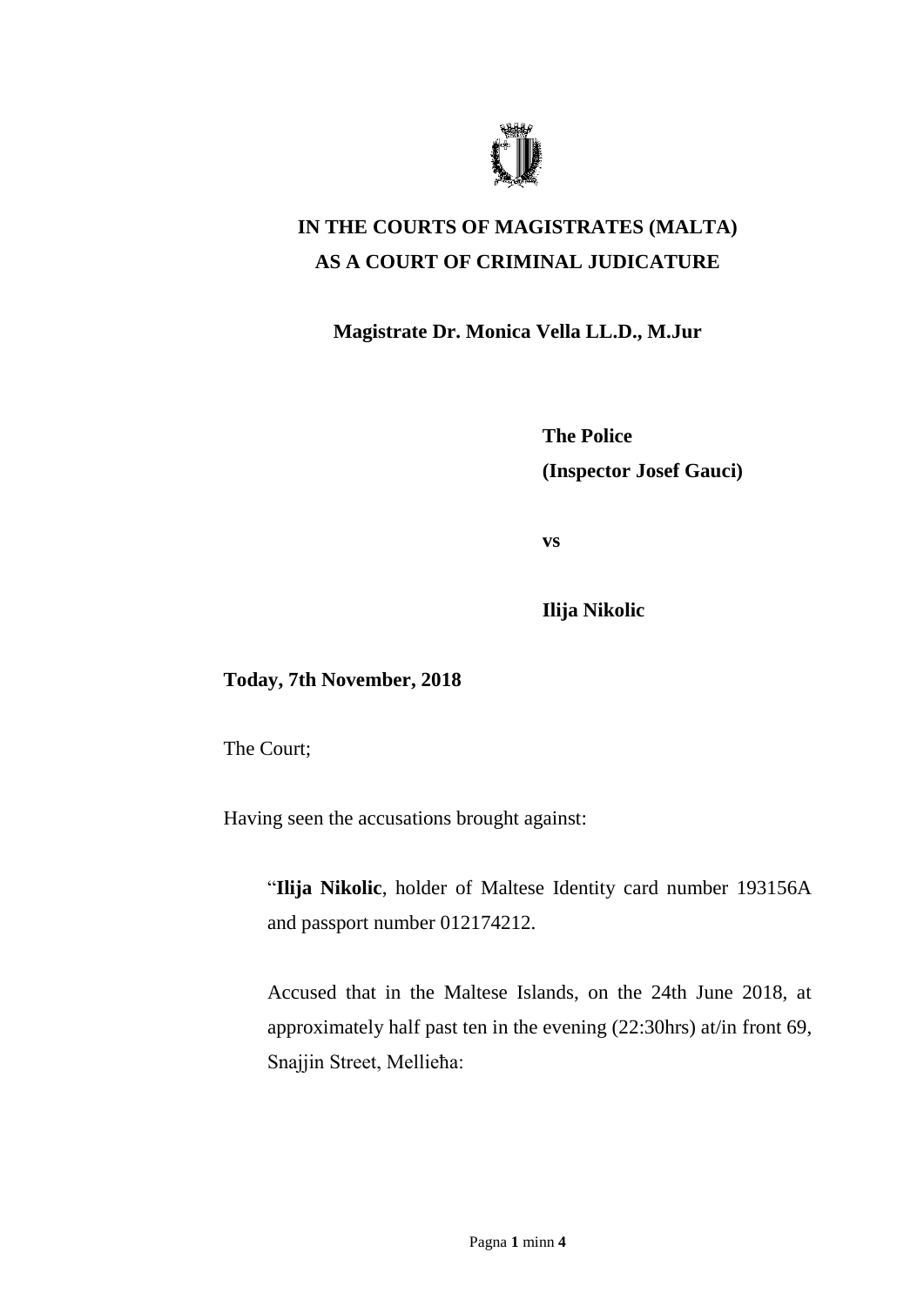# IN THE COURTS OF MAGISTRATES (MALTA)
# AS A COURT OF CRIMINAL JUDICATURE

**Magistrate Dr. Monica Vella LL.D., M.Jur**

**The Police**
**(Inspector Josef Gauci)**

**vs**

**Ilija Nikolic**

**Today, 7th November, 2018**

The Court;

Having seen the accusations brought against:

> "**Ilija Nikolic**, holder of Maltese Identity card number 193156A and passport number 012174212.
>
> Accused that in the Maltese Islands, on the 24th June 2018, at approximately half past ten in the evening (22:30hrs) at/in front 69, Snajjin Street, Mellieħa: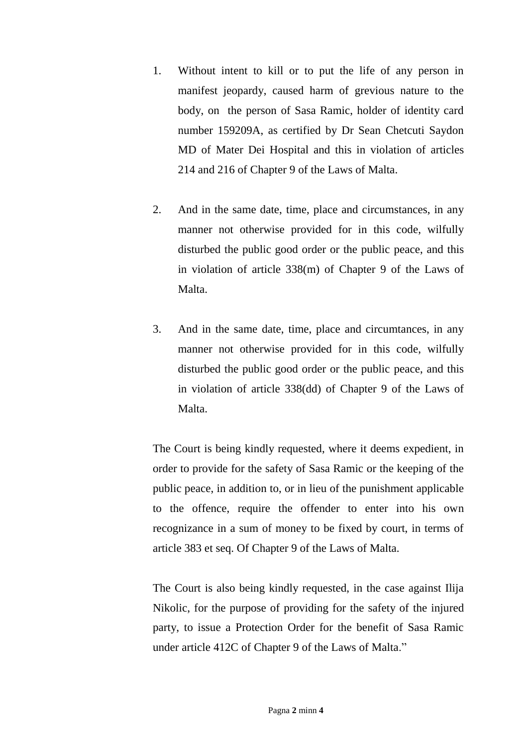1. Without intent to kill or to put the life of any person in manifest jeopardy, caused harm of grevious nature to the body, on the person of Sasa Ramic, holder of identity card number 159209A, as certified by Dr Sean Chetcuti Saydon MD of Mater Dei Hospital and this in violation of articles 214 and 216 of Chapter 9 of the Laws of Malta.

2. And in the same date, time, place and circumstances, in any manner not otherwise provided for in this code, wilfully disturbed the public good order or the public peace, and this in violation of article 338(m) of Chapter 9 of the Laws of Malta.

3. And in the same date, time, place and circumtances, in any manner not otherwise provided for in this code, wilfully disturbed the public good order or the public peace, and this in violation of article 338(dd) of Chapter 9 of the Laws of Malta.

The Court is being kindly requested, where it deems expedient, in order to provide for the safety of Sasa Ramic or the keeping of the public peace, in addition to, or in lieu of the punishment applicable to the offence, require the offender to enter into his own recognizance in a sum of money to be fixed by court, in terms of article 383 et seq. Of Chapter 9 of the Laws of Malta.

The Court is also being kindly requested, in the case against Ilija Nikolic, for the purpose of providing for the safety of the injured party, to issue a Protection Order for the benefit of Sasa Ramic under article 412C of Chapter 9 of the Laws of Malta."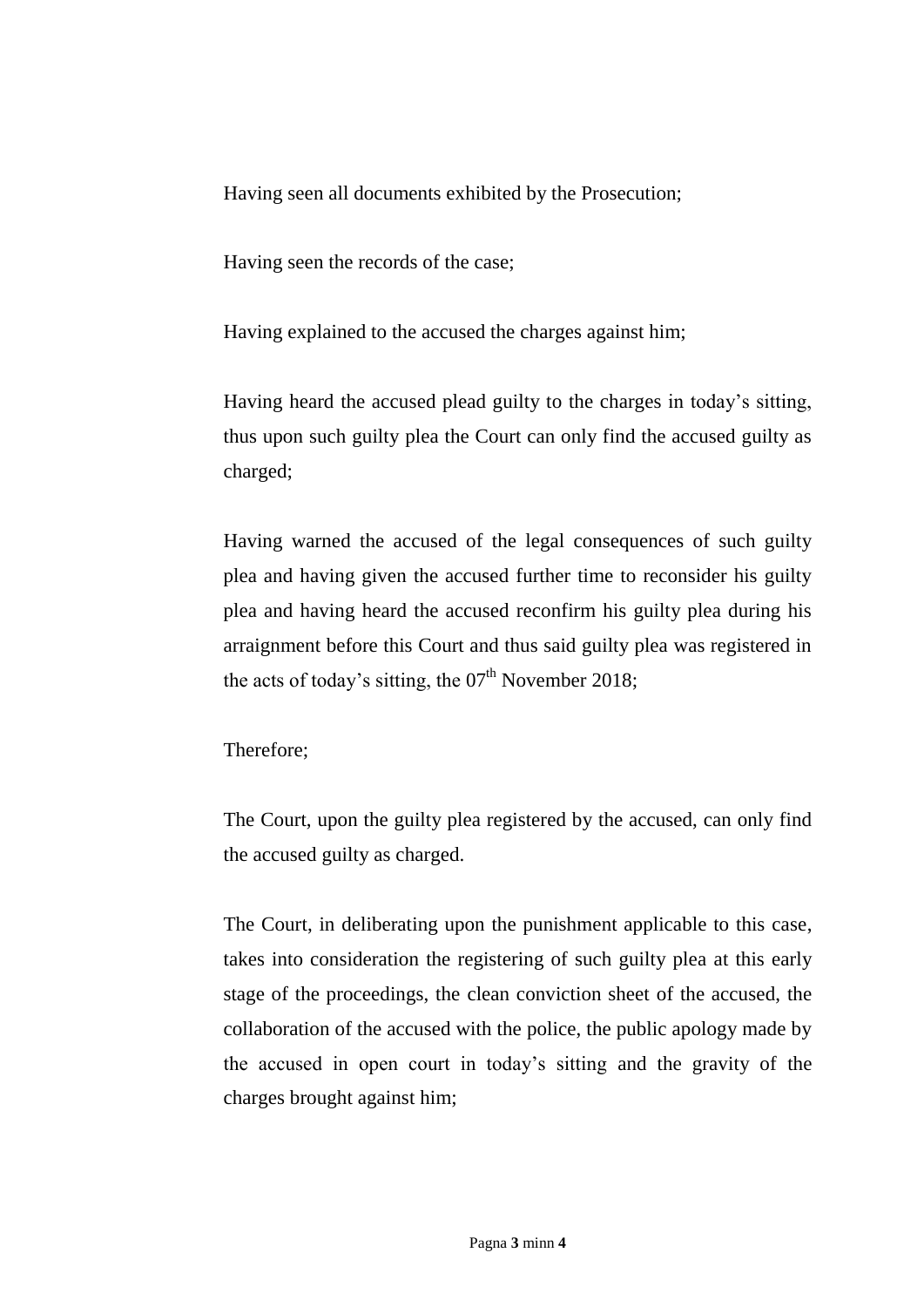Having seen all documents exhibited by the Prosecution;

Having seen the records of the case;

Having explained to the accused the charges against him;

Having heard the accused plead guilty to the charges in today's sitting, thus upon such guilty plea the Court can only find the accused guilty as charged;

Having warned the accused of the legal consequences of such guilty plea and having given the accused further time to reconsider his guilty plea and having heard the accused reconfirm his guilty plea during his arraignment before this Court and thus said guilty plea was registered in the acts of today's sitting, the 07th November 2018;

Therefore;

The Court, upon the guilty plea registered by the accused, can only find the accused guilty as charged.

The Court, in deliberating upon the punishment applicable to this case, takes into consideration the registering of such guilty plea at this early stage of the proceedings, the clean conviction sheet of the accused, the collaboration of the accused with the police, the public apology made by the accused in open court in today's sitting and the gravity of the charges brought against him;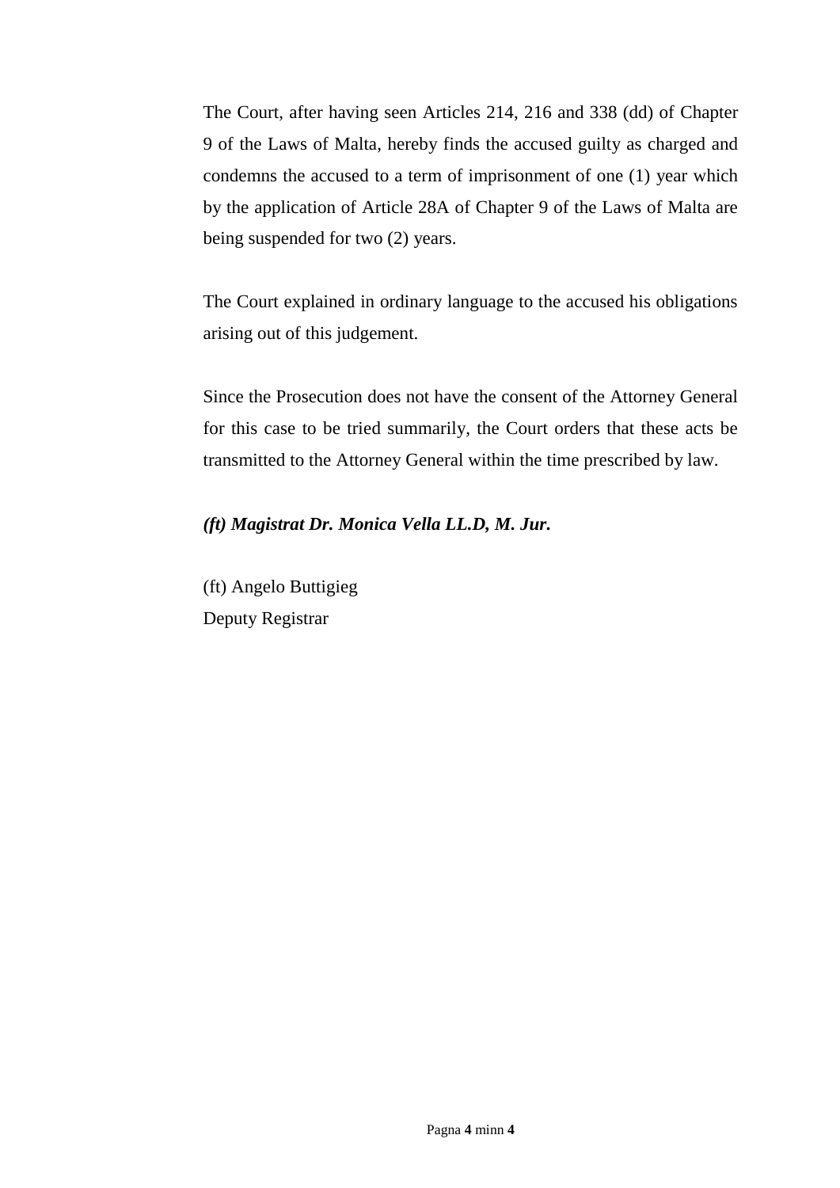The Court, after having seen Articles 214, 216 and 338 (dd) of Chapter 9 of the Laws of Malta, hereby finds the accused guilty as charged and condemns the accused to a term of imprisonment of one (1) year which by the application of Article 28A of Chapter 9 of the Laws of Malta are being suspended for two (2) years.

The Court explained in ordinary language to the accused his obligations arising out of this judgement.

Since the Prosecution does not have the consent of the Attorney General for this case to be tried summarily, the Court orders that these acts be transmitted to the Attorney General within the time prescribed by law.

***(ft) Magistrat Dr. Monica Vella LL.D, M. Jur.***

(ft) Angelo Buttigieg
Deputy Registrar